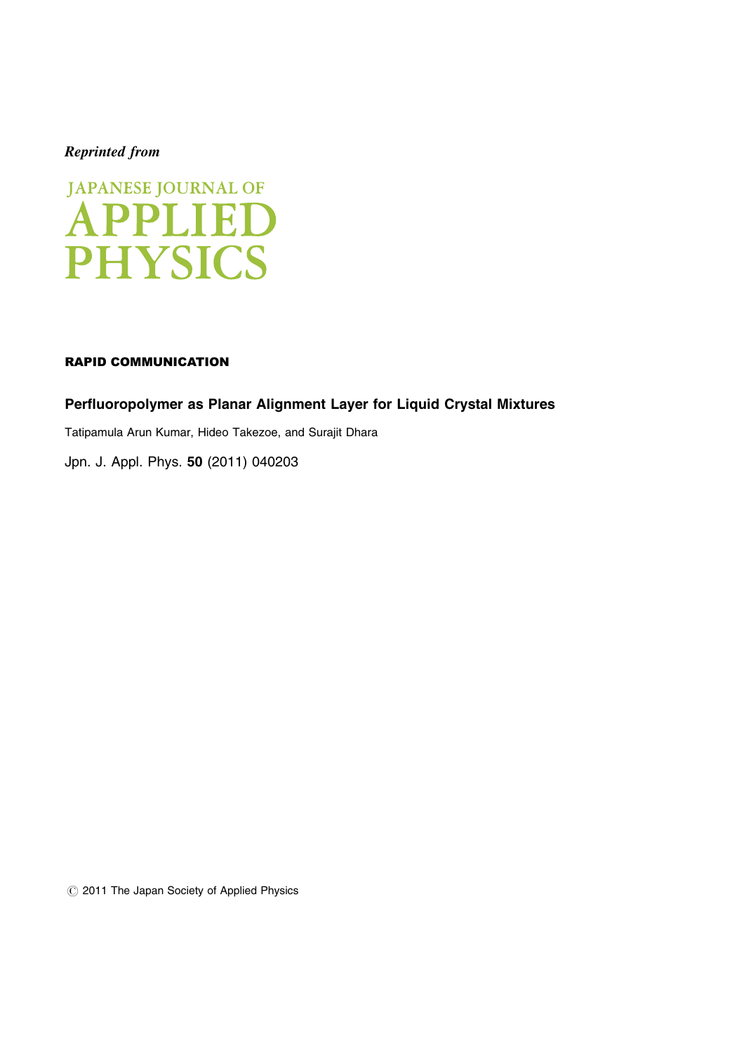*Reprinted from*

JAPANESE JOURNAL OF

# APPLIED PHYSICS

**RAPID COMMUNICATION**

## Perfluoropolymer as Planar Alignment Layer for Liquid Crystal Mixtures

Tatipamula Arun Kumar, Hideo Takezoe, and Surajit Dhara

Jpn. J. Appl. Phys. **50** (2011) 040203

© 2011 The Japan Society of Applied Physics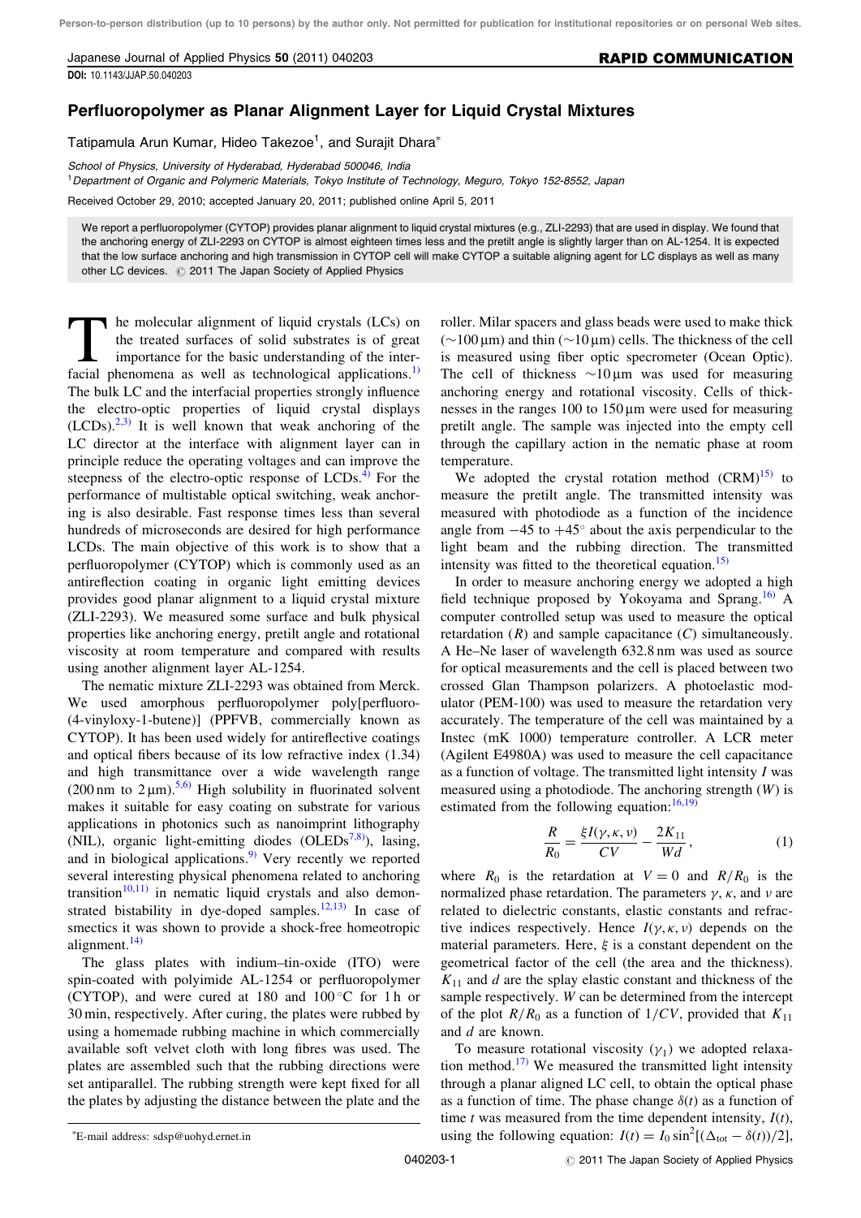Person-to-person distribution (up to 10 persons) by the author only. Not permitted for publication for institutional repositories or on personal Web sites.

DOI: 10.1143/JJAP.50.040203

# Perfluoropolymer as Planar Alignment Layer for Liquid Crystal Mixtures

Tatipamula Arun Kumar, Hideo Takezoe[1], and Surajit Dhara*

*School of Physics, University of Hyderabad, Hyderabad 500046, India*
[1]*Department of Organic and Polymeric Materials, Tokyo Institute of Technology, Meguro, Tokyo 152-8552, Japan*

Received October 29, 2010; accepted January 20, 2011; published online April 5, 2011

We report a perfluoropolymer (CYTOP) provides planar alignment to liquid crystal mixtures (e.g., ZLI-2293) that are used in display. We found that the anchoring energy of ZLI-2293 on CYTOP is almost eighteen times less and the pretilt angle is slightly larger than on AL-1254. It is expected that the low surface anchoring and high transmission in CYTOP cell will make CYTOP a suitable aligning agent for LC displays as well as many other LC devices. © 2011 The Japan Society of Applied Physics

The molecular alignment of liquid crystals (LCs) on the treated surfaces of solid substrates is of great importance for the basic understanding of the interfacial phenomena as well as technological applications.[1] The bulk LC and the interfacial properties strongly influence the electro-optic properties of liquid crystal displays (LCDs).[2,3] It is well known that weak anchoring of the LC director at the interface with alignment layer can in principle reduce the operating voltages and can improve the steepness of the electro-optic response of LCDs.[4] For the performance of multistable optical switching, weak anchoring is also desirable. Fast response times less than several hundreds of microseconds are desired for high performance LCDs. The main objective of this work is to show that a perfluoropolymer (CYTOP) which is commonly used as an antireflection coating in organic light emitting devices provides good planar alignment to a liquid crystal mixture (ZLI-2293). We measured some surface and bulk physical properties like anchoring energy, pretilt angle and rotational viscosity at room temperature and compared with results using another alignment layer AL-1254.

The nematic mixture ZLI-2293 was obtained from Merck. We used amorphous perfluoropolymer poly[perfluoro-(4-vinyloxy-1-butene)] (PPFVB, commercially known as CYTOP). It has been used widely for antireflective coatings and optical fibers because of its low refractive index (1.34) and high transmittance over a wide wavelength range (200 nm to 2 μm).[5,6] High solubility in fluorinated solvent makes it suitable for easy coating on substrate for various applications in photonics such as nanoimprint lithography (NIL), organic light-emitting diodes (OLEDs[7,8]), lasing, and in biological applications.[9] Very recently we reported several interesting physical phenomena related to anchoring transition[10,11] in nematic liquid crystals and also demonstrated bistability in dye-doped samples.[12,13] In case of smectics it was shown to provide a shock-free homeotropic alignment.[14]

The glass plates with indium–tin-oxide (ITO) were spin-coated with polyimide AL-1254 or perfluoropolymer (CYTOP), and were cured at 180 and 100 °C for 1 h or 30 min, respectively. After curing, the plates were rubbed by using a homemade rubbing machine in which commercially available soft velvet cloth with long fibres was used. The plates are assembled such that the rubbing directions were set antiparallel. The rubbing strength were kept fixed for all the plates by adjusting the distance between the plate and the roller. Milar spacers and glass beads were used to make thick (~100 μm) and thin (~10 μm) cells. The thickness of the cell is measured using fiber optic specrometer (Ocean Optic). The cell of thickness ~10 μm was used for measuring anchoring energy and rotational viscosity. Cells of thicknesses in the ranges 100 to 150 μm were used for measuring pretilt angle. The sample was injected into the empty cell through the capillary action in the nematic phase at room temperature.

We adopted the crystal rotation method (CRM)[15] to measure the pretilt angle. The transmitted intensity was measured with photodiode as a function of the incidence angle from −45 to +45° about the axis perpendicular to the light beam and the rubbing direction. The transmitted intensity was fitted to the theoretical equation.[15]

In order to measure anchoring energy we adopted a high field technique proposed by Yokoyama and Sprang.[16] A computer controlled setup was used to measure the optical retardation ($R$) and sample capacitance ($C$) simultaneously. A He–Ne laser of wavelength 632.8 nm was used as source for optical measurements and the cell is placed between two crossed Glan Thampson polarizers. A photoelastic modulator (PEM-100) was used to measure the retardation very accurately. The temperature of the cell was maintained by a Instec (mK 1000) temperature controller. A LCR meter (Agilent E4980A) was used to measure the cell capacitance as a function of voltage. The transmitted light intensity $I$ was measured using a photodiode. The anchoring strength ($W$) is estimated from the following equation:[16,19]

$$\frac{R}{R_0} = \frac{\xi I(\gamma, \kappa, \nu)}{CV} - \frac{2K_{11}}{Wd}, \tag{1}$$

where $R_0$ is the retardation at $V = 0$ and $R/R_0$ is the normalized phase retardation. The parameters $\gamma$, $\kappa$, and $\nu$ are related to dielectric constants, elastic constants and refractive indices respectively. Hence $I(\gamma, \kappa, \nu)$ depends on the material parameters. Here, $\xi$ is a constant dependent on the geometrical factor of the cell (the area and the thickness). $K_{11}$ and $d$ are the splay elastic constant and thickness of the sample respectively. $W$ can be determined from the intercept of the plot $R/R_0$ as a function of $1/CV$, provided that $K_{11}$ and $d$ are known.

To measure rotational viscosity ($\gamma_1$) we adopted relaxation method.[17] We measured the transmitted light intensity through a planar aligned LC cell, to obtain the optical phase as a function of time. The phase change $\delta(t)$ as a function of time $t$ was measured from the time dependent intensity, $I(t)$, using the following equation: $I(t) = I_0 \sin^2[(\Delta_{\text{tot}} - \delta(t))/2]$,

*E-mail address: sdsp@uohyd.ernet.in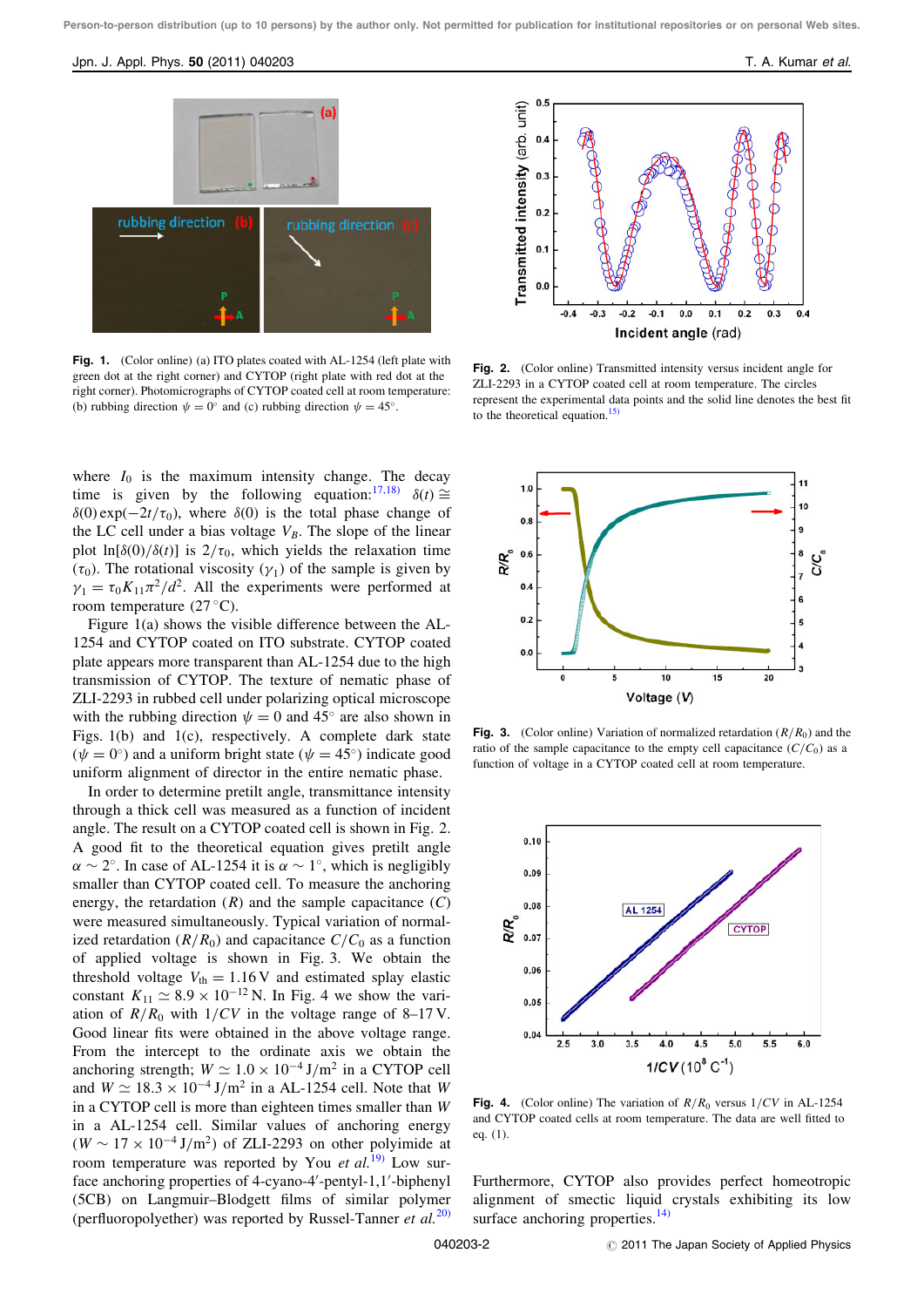Fig. 1. (Color online) (a) ITO plates coated with AL-1254 (left plate with green dot at the right corner) and CYTOP (right plate with red dot at the right corner). Photomicrographs of CYTOP coated cell at room temperature: (b) rubbing direction $\psi = 0°$ and (c) rubbing direction $\psi = 45°$.

Fig. 2. (Color online) Transmitted intensity versus incident angle for ZLI-2293 in a CYTOP coated cell at room temperature. The circles represent the experimental data points and the solid line denotes the best fit to the theoretical equation.[15]

where $I_0$ is the maximum intensity change. The decay time is given by the following equation:[17,18] $\delta(t) \cong \delta(0)\exp(-2t/\tau_0)$, where $\delta(0)$ is the total phase change of the LC cell under a bias voltage $V_B$. The slope of the linear plot $\ln[\delta(0)/\delta(t)]$ is $2/\tau_0$, which yields the relaxation time ($\tau_0$). The rotational viscosity ($\gamma_1$) of the sample is given by $\gamma_1 = \tau_0 K_{11}\pi^2/d^2$. All the experiments were performed at room temperature (27 °C).

Figure 1(a) shows the visible difference between the AL-1254 and CYTOP coated on ITO substrate. CYTOP coated plate appears more transparent than AL-1254 due to the high transmission of CYTOP. The texture of nematic phase of ZLI-2293 in rubbed cell under polarizing optical microscope with the rubbing direction $\psi = 0$ and 45° are also shown in Figs. 1(b) and 1(c), respectively. A complete dark state ($\psi = 0°$) and a uniform bright state ($\psi = 45°$) indicate good uniform alignment of director in the entire nematic phase.

In order to determine pretilt angle, transmittance intensity through a thick cell was measured as a function of incident angle. The result on a CYTOP coated cell is shown in Fig. 2. A good fit to the theoretical equation gives pretilt angle $\alpha \sim 2°$. In case of AL-1254 it is $\alpha \sim 1°$, which is negligibly smaller than CYTOP coated cell. To measure the anchoring energy, the retardation ($R$) and the sample capacitance ($C$) were measured simultaneously. Typical variation of normalized retardation ($R/R_0$) and capacitance $C/C_0$ as a function of applied voltage is shown in Fig. 3. We obtain the threshold voltage $V_{th} = 1.16$ V and estimated splay elastic constant $K_{11} \simeq 8.9 \times 10^{-12}$ N. In Fig. 4 we show the variation of $R/R_0$ with $1/CV$ in the voltage range of 8–17 V. Good linear fits were obtained in the above voltage range. From the intercept to the ordinate axis we obtain the anchoring strength; $W \simeq 1.0 \times 10^{-4}$ J/m$^2$ in a CYTOP cell and $W \simeq 18.3 \times 10^{-4}$ J/m$^2$ in a AL-1254 cell. Note that $W$ in a CYTOP cell is more than eighteen times smaller than $W$ in a AL-1254 cell. Similar values of anchoring energy ($W \sim 17 \times 10^{-4}$ J/m$^2$) of ZLI-2293 on other polyimide at room temperature was reported by You *et al.*[19] Low surface anchoring properties of 4-cyano-4′-pentyl-1,1′-biphenyl (5CB) on Langmuir–Blodgett films of similar polymer (perfluoropolyether) was reported by Russel-Tanner *et al.*[20] Furthermore, CYTOP also provides perfect homeotropic alignment of smectic liquid crystals exhibiting its low surface anchoring properties.[14]

Fig. 3. (Color online) Variation of normalized retardation ($R/R_0$) and the ratio of the sample capacitance to the empty cell capacitance ($C/C_0$) as a function of voltage in a CYTOP coated cell at room temperature.

Fig. 4. (Color online) The variation of $R/R_0$ versus $1/CV$ in AL-1254 and CYTOP coated cells at room temperature. The data are well fitted to eq. (1).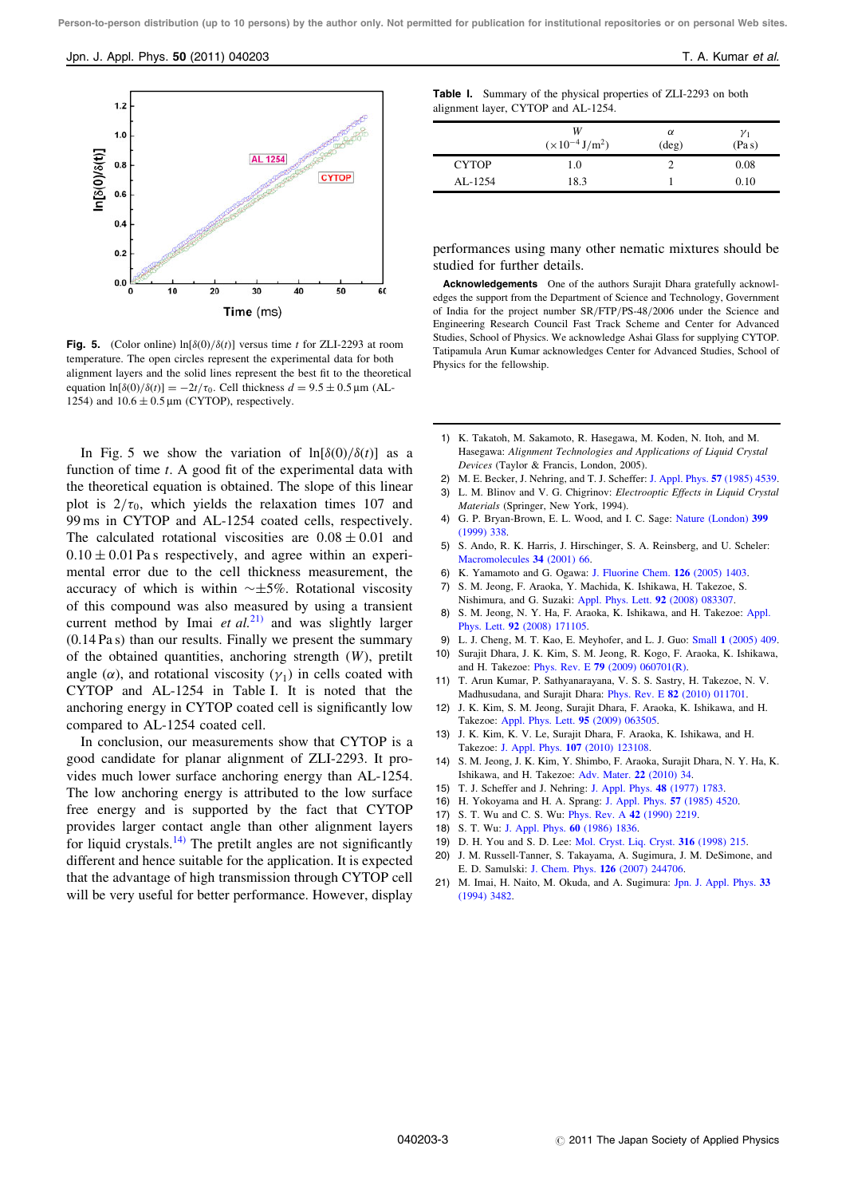1.2

1.0

0.8

0.6

0.4

0.2

0.0

0 10 20 30 40 50 60

$\ln[\delta(0)/\delta(t)]$

Time (ms)

AL 1254

CYTOP

**Fig. 5.** (Color online) $\ln[\delta(0)/\delta(t)]$ versus time $t$ for ZLI-2293 at room temperature. The open circles represent the experimental data for both alignment layers and the solid lines represent the best fit to the theoretical equation $\ln[\delta(0)/\delta(t)] = -2t/\tau_0$. Cell thickness $d = 9.5 \pm 0.5\,\mu$m (AL-1254) and $10.6 \pm 0.5\,\mu$m (CYTOP), respectively.

In Fig. 5 we show the variation of $\ln[\delta(0)/\delta(t)]$ as a function of time $t$. A good fit of the experimental data with the theoretical equation is obtained. The slope of this linear plot is $2/\tau_0$, which yields the relaxation times 107 and 99 ms in CYTOP and AL-1254 coated cells, respectively. The calculated rotational viscosities are $0.08 \pm 0.01$ and $0.10 \pm 0.01$ Pa s respectively, and agree within an experimental error due to the cell thickness measurement, the accuracy of which is within $\sim\pm 5\%$. Rotational viscosity of this compound was also measured by using a transient current method by Imai *et al.*[21] and was slightly larger (0.14 Pa s) than our results. Finally we present the summary of the obtained quantities, anchoring strength ($W$), pretilt angle ($\alpha$), and rotational viscosity ($\gamma_1$) in cells coated with CYTOP and AL-1254 in Table I. It is noted that the anchoring energy in CYTOP coated cell is significantly low compared to AL-1254 coated cell.

In conclusion, our measurements show that CYTOP is a good candidate for planar alignment of ZLI-2293. It provides much lower surface anchoring energy than AL-1254. The low anchoring energy is attributed to the low surface free energy and is supported by the fact that CYTOP provides larger contact angle than other alignment layers for liquid crystals.[14] The pretilt angles are not significantly different and hence suitable for the application. It is expected that the advantage of high transmission through CYTOP cell will be very useful for better performance. However, display performances using many other nematic mixtures should be studied for further details.

**Table I.** Summary of the physical properties of ZLI-2293 on both alignment layer, CYTOP and AL-1254.

| | $W$ ($\times 10^{-4}$ J/m$^2$) | $\alpha$ (deg) | $\gamma_1$ (Pa s) |
|---|---|---|---|
| CYTOP | 1.0 | 2 | 0.08 |
| AL-1254 | 18.3 | 1 | 0.10 |

**Acknowledgements** One of the authors Surajit Dhara gratefully acknowledges the support from the Department of Science and Technology, Government of India for the project number SR/FTP/PS-48/2006 under the Science and Engineering Research Council Fast Track Scheme and Center for Advanced Studies, School of Physics. We acknowledge Ashai Glass for supplying CYTOP. Tatipamula Arun Kumar acknowledges Center for Advanced Studies, School of Physics for the fellowship.

1) K. Takatoh, M. Sakamoto, R. Hasegawa, M. Koden, N. Itoh, and M. Hasegawa: *Alignment Technologies and Applications of Liquid Crystal Devices* (Taylor & Francis, London, 2005).
2) M. E. Becker, J. Nehring, and T. J. Scheffer: J. Appl. Phys. **57** (1985) 4539.
3) L. M. Blinov and V. G. Chigrinov: *Electrooptic Effects in Liquid Crystal Materials* (Springer, New York, 1994).
4) G. P. Bryan-Brown, E. L. Wood, and I. C. Sage: Nature (London) **399** (1999) 338.
5) S. Ando, R. K. Harris, J. Hirschinger, S. A. Reinsberg, and U. Scheler: Macromolecules **34** (2001) 66.
6) K. Yamamoto and G. Ogawa: J. Fluorine Chem. **126** (2005) 1403.
7) S. M. Jeong, F. Araoka, Y. Machida, K. Ishikawa, H. Takezoe, S. Nishimura, and G. Suzaki: Appl. Phys. Lett. **92** (2008) 083307.
8) S. M. Jeong, N. Y. Ha, F. Araoka, K. Ishikawa, and H. Takezoe: Appl. Phys. Lett. **92** (2008) 171105.
9) L. J. Cheng, M. T. Kao, E. Meyhofer, and L. J. Guo: Small **1** (2005) 409.
10) Surajit Dhara, J. K. Kim, S. M. Jeong, R. Kogo, F. Araoka, K. Ishikawa, and H. Takezoe: Phys. Rev. E **79** (2009) 060701(R).
11) T. Arun Kumar, P. Sathyanarayana, V. S. S. Sastry, H. Takezoe, N. V. Madhusudana, and Surajit Dhara: Phys. Rev. E **82** (2010) 011701.
12) J. K. Kim, S. M. Jeong, Surajit Dhara, F. Araoka, K. Ishikawa, and H. Takezoe: Appl. Phys. Lett. **95** (2009) 063505.
13) J. K. Kim, K. V. Le, Surajit Dhara, F. Araoka, K. Ishikawa, and H. Takezoe: J. Appl. Phys. **107** (2010) 123108.
14) S. M. Jeong, J. K. Kim, Y. Shimbo, F. Araoka, Surajit Dhara, N. Y. Ha, K. Ishikawa, and H. Takezoe: Adv. Mater. **22** (2010) 34.
15) T. J. Scheffer and J. Nehring: J. Appl. Phys. **48** (1977) 1783.
16) H. Yokoyama and H. A. Sprang: J. Appl. Phys. **57** (1985) 4520.
17) S. T. Wu and C. S. Wu: Phys. Rev. A **42** (1990) 2219.
18) S. T. Wu: J. Appl. Phys. **60** (1986) 1836.
19) D. H. You and S. D. Lee: Mol. Cryst. Liq. Cryst. **316** (1998) 215.
20) J. M. Russell-Tanner, S. Takayama, A. Sugimura, J. M. DeSimone, and E. D. Samulski: J. Chem. Phys. **126** (2007) 244706.
21) M. Imai, H. Naito, M. Okuda, and A. Sugimura: Jpn. J. Appl. Phys. **33** (1994) 3482.